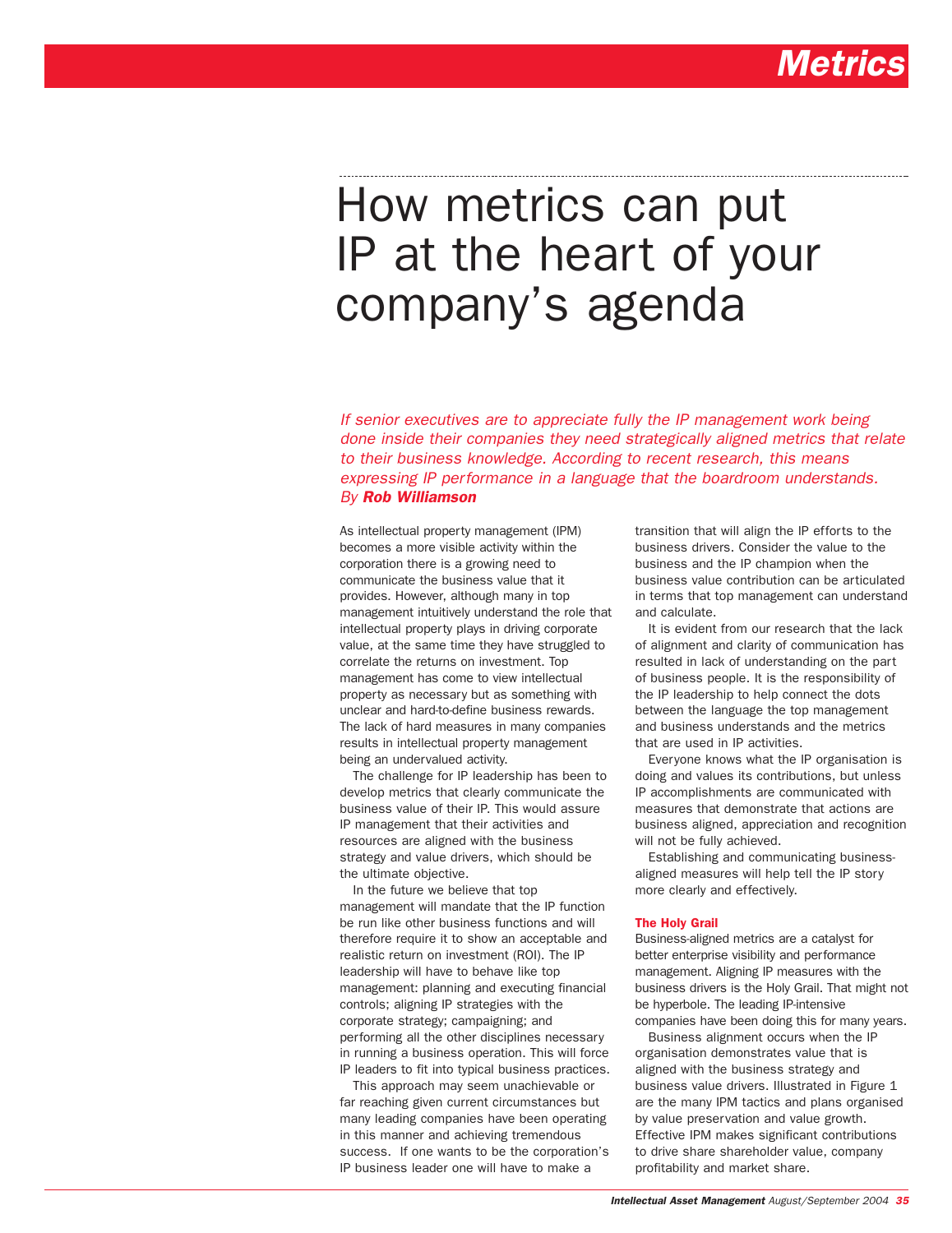# How metrics can put IP at the heart of your company's agenda

*If senior executives are to appreciate fully the IP management work being done inside their companies they need strategically aligned metrics that relate to their business knowledge. According to recent research, this means expressing IP performance in a language that the boardroom understands. By* ***Rob Williamson***

As intellectual property management (IPM) becomes a more visible activity within the corporation there is a growing need to communicate the business value that it provides. However, although many in top management intuitively understand the role that intellectual property plays in driving corporate value, at the same time they have struggled to correlate the returns on investment. Top management has come to view intellectual property as necessary but as something with unclear and hard-to-define business rewards. The lack of hard measures in many companies results in intellectual property management being an undervalued activity.

The challenge for IP leadership has been to develop metrics that clearly communicate the business value of their IP. This would assure IP management that their activities and resources are aligned with the business strategy and value drivers, which should be the ultimate objective.

In the future we believe that top management will mandate that the IP function be run like other business functions and will therefore require it to show an acceptable and realistic return on investment (ROI). The IP leadership will have to behave like top management: planning and executing financial controls; aligning IP strategies with the corporate strategy; campaigning; and performing all the other disciplines necessary in running a business operation. This will force IP leaders to fit into typical business practices.

This approach may seem unachievable or far reaching given current circumstances but many leading companies have been operating in this manner and achieving tremendous success. If one wants to be the corporation's IP business leader one will have to make a transition that will align the IP efforts to the business drivers. Consider the value to the business and the IP champion when the business value contribution can be articulated in terms that top management can understand and calculate.

It is evident from our research that the lack of alignment and clarity of communication has resulted in lack of understanding on the part of business people. It is the responsibility of the IP leadership to help connect the dots between the language the top management and business understands and the metrics that are used in IP activities.

Everyone knows what the IP organisation is doing and values its contributions, but unless IP accomplishments are communicated with measures that demonstrate that actions are business aligned, appreciation and recognition will not be fully achieved.

Establishing and communicating business-aligned measures will help tell the IP story more clearly and effectively.

### The Holy Grail

Business-aligned metrics are a catalyst for better enterprise visibility and performance management. Aligning IP measures with the business drivers is the Holy Grail. That might not be hyperbole. The leading IP-intensive companies have been doing this for many years.

Business alignment occurs when the IP organisation demonstrates value that is aligned with the business strategy and business value drivers. Illustrated in Figure 1 are the many IPM tactics and plans organised by value preservation and value growth. Effective IPM makes significant contributions to drive share shareholder value, company profitability and market share.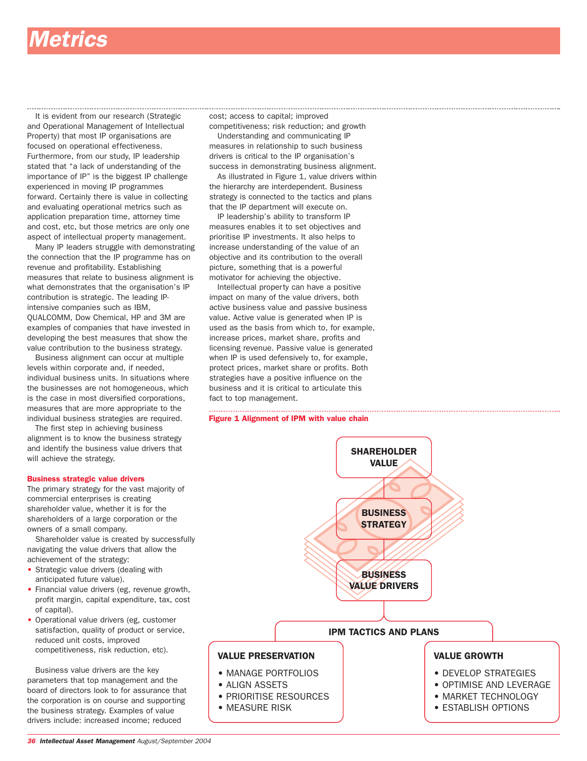# Metrics

It is evident from our research (Strategic and Operational Management of Intellectual Property) that most IP organisations are focused on operational effectiveness. Furthermore, from our study, IP leadership stated that "a lack of understanding of the importance of IP" is the biggest IP challenge experienced in moving IP programmes forward. Certainly there is value in collecting and evaluating operational metrics such as application preparation time, attorney time and cost, etc, but those metrics are only one aspect of intellectual property management.

Many IP leaders struggle with demonstrating the connection that the IP programme has on revenue and profitability. Establishing measures that relate to business alignment is what demonstrates that the organisation's IP contribution is strategic. The leading IP-intensive companies such as IBM, QUALCOMM, Dow Chemical, HP and 3M are examples of companies that have invested in developing the best measures that show the value contribution to the business strategy.

Business alignment can occur at multiple levels within corporate and, if needed, individual business units. In situations where the businesses are not homogeneous, which is the case in most diversified corporations, measures that are more appropriate to the individual business strategies are required.

The first step in achieving business alignment is to know the business strategy and identify the business value drivers that will achieve the strategy.

### Business strategic value drivers

The primary strategy for the vast majority of commercial enterprises is creating shareholder value, whether it is for the shareholders of a large corporation or the owners of a small company.

Shareholder value is created by successfully navigating the value drivers that allow the achievement of the strategy:

- Strategic value drivers (dealing with anticipated future value).
- Financial value drivers (eg, revenue growth, profit margin, capital expenditure, tax, cost of capital).
- Operational value drivers (eg, customer satisfaction, quality of product or service, reduced unit costs, improved competitiveness, risk reduction, etc).

Business value drivers are the key parameters that top management and the board of directors look to for assurance that the corporation is on course and supporting the business strategy. Examples of value drivers include: increased income; reduced cost; access to capital; improved competitiveness; risk reduction; and growth

Understanding and communicating IP measures in relationship to such business drivers is critical to the IP organisation's success in demonstrating business alignment.

As illustrated in Figure 1, value drivers within the hierarchy are interdependent. Business strategy is connected to the tactics and plans that the IP department will execute on.

IP leadership's ability to transform IP measures enables it to set objectives and prioritise IP investments. It also helps to increase understanding of the value of an objective and its contribution to the overall picture, something that is a powerful motivator for achieving the objective.

Intellectual property can have a positive impact on many of the value drivers, both active business value and passive business value. Active value is generated when IP is used as the basis from which to, for example, increase prices, market share, profits and licensing revenue. Passive value is generated when IP is used defensively to, for example, protect prices, market share or profits. Both strategies have a positive influence on the business and it is critical to articulate this fact to top management.

**Figure 1 Alignment of IPM with value chain**

SHAREHOLDER VALUE → BUSINESS STRATEGY → BUSINESS VALUE DRIVERS → IPM TACTICS AND PLANS

VALUE PRESERVATION
- MANAGE PORTFOLIOS
- ALIGN ASSETS
- PRIORITISE RESOURCES
- MEASURE RISK

VALUE GROWTH
- DEVELOP STRATEGIES
- OPTIMISE AND LEVERAGE
- MARKET TECHNOLOGY
- ESTABLISH OPTIONS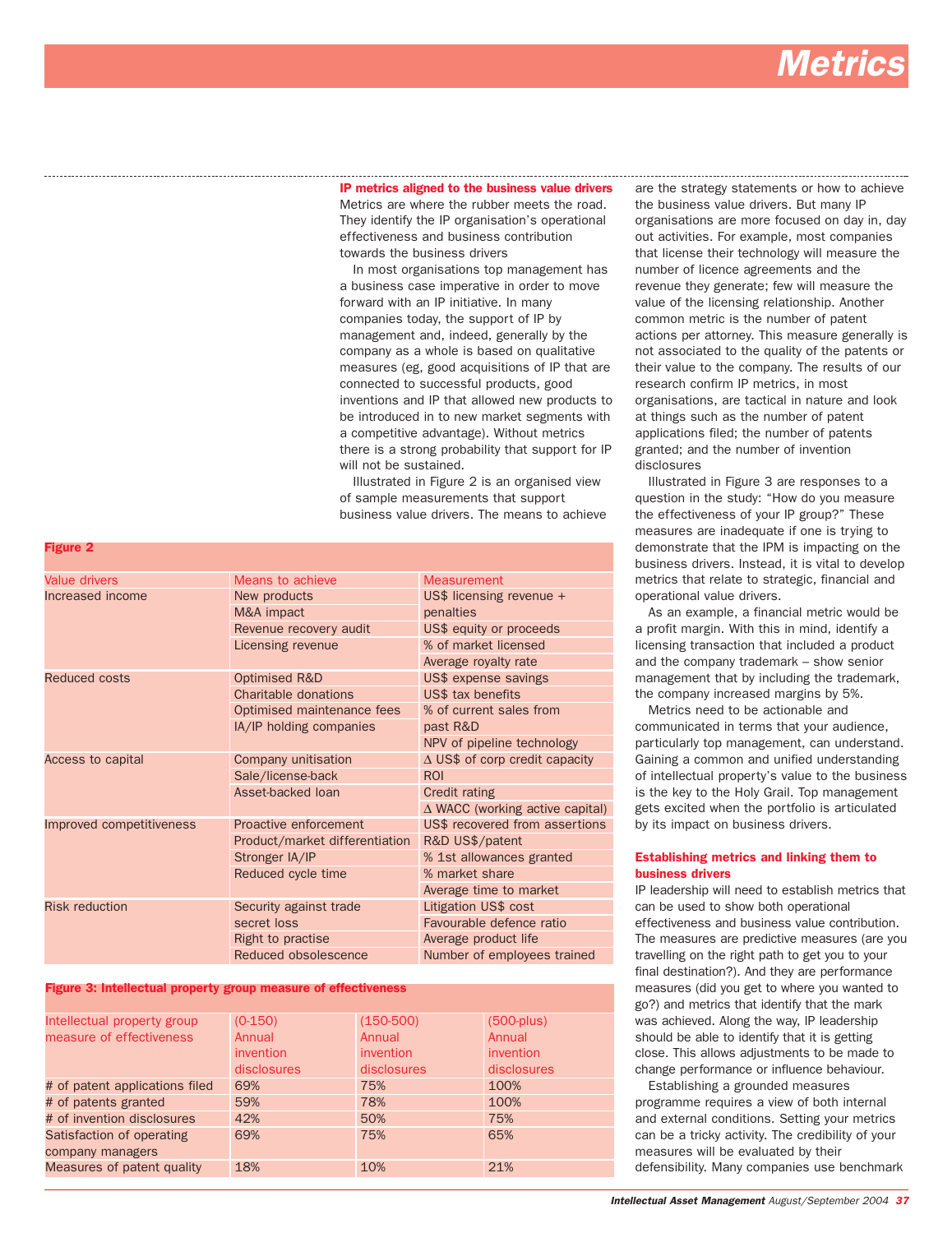## IP metrics aligned to the business value drivers

Metrics are where the rubber meets the road. They identify the IP organisation's operational effectiveness and business contribution towards the business drivers

In most organisations top management has a business case imperative in order to move forward with an IP initiative. In many companies today, the support of IP by management and, indeed, generally by the company as a whole is based on qualitative measures (eg, good acquisitions of IP that are connected to successful products, good inventions and IP that allowed new products to be introduced in to new market segments with a competitive advantage). Without metrics there is a strong probability that support for IP will not be sustained.

Illustrated in Figure 2 is an organised view of sample measurements that support business value drivers. The means to achieve are the strategy statements or how to achieve the business value drivers. But many IP organisations are more focused on day in, day out activities. For example, most companies that license their technology will measure the number of licence agreements and the revenue they generate; few will measure the value of the licensing relationship. Another common metric is the number of patent actions per attorney. This measure generally is not associated to the quality of the patents or their value to the company. The results of our research confirm IP metrics, in most organisations, are tactical in nature and look at things such as the number of patent applications filed; the number of patents granted; and the number of invention disclosures

Illustrated in Figure 3 are responses to a question in the study: "How do you measure the effectiveness of your IP group?" These measures are inadequate if one is trying to demonstrate that the IPM is impacting on the business drivers. Instead, it is vital to develop metrics that relate to strategic, financial and operational value drivers.

As an example, a financial metric would be a profit margin. With this in mind, identify a licensing transaction that included a product and the company trademark – show senior management that by including the trademark, the company increased margins by 5%.

Metrics need to be actionable and communicated in terms that your audience, particularly top management, can understand. Gaining a common and unified understanding of intellectual property's value to the business is the key to the Holy Grail. Top management gets excited when the portfolio is articulated by its impact on business drivers.

**Figure 2**

| Value drivers | Means to achieve | Measurement |
|---|---|---|
| Increased income | New products | US$ licensing revenue + penalties |
| | M&A impact | US$ equity or proceeds |
| | Revenue recovery audit | % of market licensed |
| | Licensing revenue | Average royalty rate |
| Reduced costs | Optimised R&D | US$ expense savings |
| | Charitable donations | US$ tax benefits |
| | Optimised maintenance fees | % of current sales from past R&D |
| | IA/IP holding companies | NPV of pipeline technology |
| Access to capital | Company unitisation | Δ US$ of corp credit capacity |
| | Sale/license-back | ROI |
| | Asset-backed loan | Credit rating |
| | | Δ WACC (working active capital) |
| Improved competitiveness | Proactive enforcement | US$ recovered from assertions |
| | Product/market differentiation | R&D US$/patent |
| | Stronger IA/IP | % 1st allowances granted |
| | Reduced cycle time | % market share |
| | | Average time to market |
| Risk reduction | Security against trade secret loss | Litigation US$ cost |
| | | Favourable defence ratio |
| | Right to practise | Average product life |
| | Reduced obsolescence | Number of employees trained |

**Figure 3: Intellectual property group measure of effectiveness**

| Intellectual property group measure of effectiveness | (0-150) Annual invention disclosures | (150-500) Annual invention disclosures | (500-plus) Annual invention disclosures |
|---|---|---|---|
| # of patent applications filed | 69% | 75% | 100% |
| # of patents granted | 59% | 78% | 100% |
| # of invention disclosures | 42% | 50% | 75% |
| Satisfaction of operating company managers | 69% | 75% | 65% |
| Measures of patent quality | 18% | 10% | 21% |

## Establishing metrics and linking them to business drivers

IP leadership will need to establish metrics that can be used to show both operational effectiveness and business value contribution. The measures are predictive measures (are you travelling on the right path to get you to your final destination?). And they are performance measures (did you get to where you wanted to go?) and metrics that identify that the mark was achieved. Along the way, IP leadership should be able to identify that it is getting close. This allows adjustments to be made to change performance or influence behaviour.

Establishing a grounded measures programme requires a view of both internal and external conditions. Setting your metrics can be a tricky activity. The credibility of your measures will be evaluated by their defensibility. Many companies use benchmark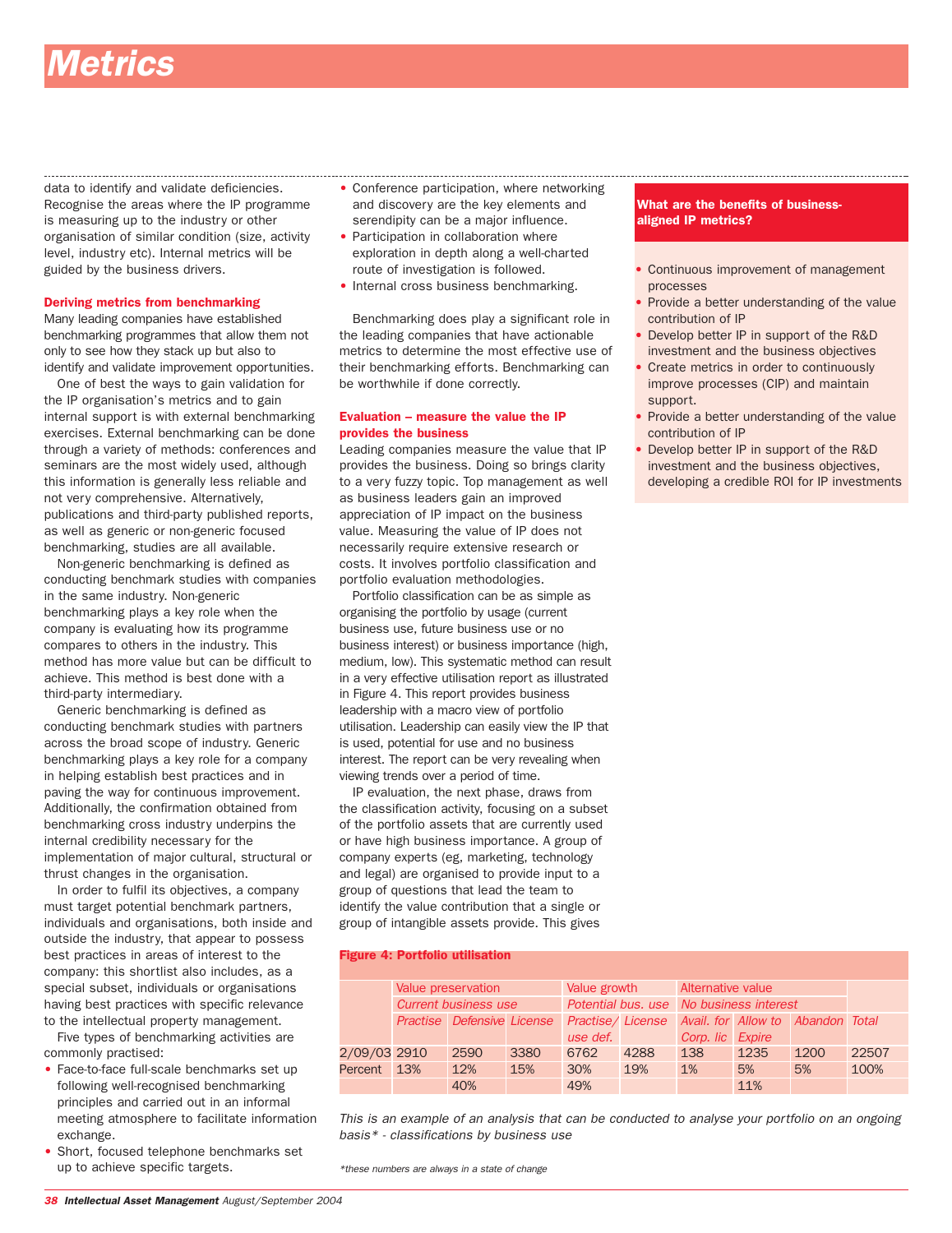# Metrics

data to identify and validate deficiencies. Recognise the areas where the IP programme is measuring up to the industry or other organisation of similar condition (size, activity level, industry etc). Internal metrics will be guided by the business drivers.

### Deriving metrics from benchmarking

Many leading companies have established benchmarking programmes that allow them not only to see how they stack up but also to identify and validate improvement opportunities.

One of best the ways to gain validation for the IP organisation's metrics and to gain internal support is with external benchmarking exercises. External benchmarking can be done through a variety of methods: conferences and seminars are the most widely used, although this information is generally less reliable and not very comprehensive. Alternatively, publications and third-party published reports, as well as generic or non-generic focused benchmarking, studies are all available.

Non-generic benchmarking is defined as conducting benchmark studies with companies in the same industry. Non-generic benchmarking plays a key role when the company is evaluating how its programme compares to others in the industry. This method has more value but can be difficult to achieve. This method is best done with a third-party intermediary.

Generic benchmarking is defined as conducting benchmark studies with partners across the broad scope of industry. Generic benchmarking plays a key role for a company in helping establish best practices and in paving the way for continuous improvement. Additionally, the confirmation obtained from benchmarking cross industry underpins the internal credibility necessary for the implementation of major cultural, structural or thrust changes in the organisation.

In order to fulfil its objectives, a company must target potential benchmark partners, individuals and organisations, both inside and outside the industry, that appear to possess best practices in areas of interest to the company: this shortlist also includes, as a special subset, individuals or organisations having best practices with specific relevance to the intellectual property management.

Five types of benchmarking activities are commonly practised:

- Face-to-face full-scale benchmarks set up following well-recognised benchmarking principles and carried out in an informal meeting atmosphere to facilitate information exchange.
- Short, focused telephone benchmarks set up to achieve specific targets.
- Conference participation, where networking and discovery are the key elements and serendipity can be a major influence.
- Participation in collaboration where exploration in depth along a well-charted route of investigation is followed.
- Internal cross business benchmarking.

Benchmarking does play a significant role in the leading companies that have actionable metrics to determine the most effective use of their benchmarking efforts. Benchmarking can be worthwhile if done correctly.

### Evaluation – measure the value the IP provides the business

Leading companies measure the value that IP provides the business. Doing so brings clarity to a very fuzzy topic. Top management as well as business leaders gain an improved appreciation of IP impact on the business value. Measuring the value of IP does not necessarily require extensive research or costs. It involves portfolio classification and portfolio evaluation methodologies.

Portfolio classification can be as simple as organising the portfolio by usage (current business use, future business use or no business interest) or business importance (high, medium, low). This systematic method can result in a very effective utilisation report as illustrated in Figure 4. This report provides business leadership with a macro view of portfolio utilisation. Leadership can easily view the IP that is used, potential for use and no business interest. The report can be very revealing when viewing trends over a period of time.

IP evaluation, the next phase, draws from the classification activity, focusing on a subset of the portfolio assets that are currently used or have high business importance. A group of company experts (eg, marketing, technology and legal) are organised to provide input to a group of questions that lead the team to identify the value contribution that a single or group of intangible assets provide. This gives

**Figure 4: Portfolio utilisation**

| | Value preservation | | | Value growth | | Alternative value | | | |
|---|---|---|---|---|---|---|---|---|---|
| | *Current business use* | | | *Potential bus. use* | | *No business interest* | | | |
| | *Practise* | *Defensive* | *License* | *Practise/ use def.* | *License* | *Avail. for Corp. lic* | *Allow to Expire* | *Abandon* | *Total* |
| 2/09/03 | 2910 | 2590 | 3380 | 6762 | 4288 | 138 | 1235 | 1200 | 22507 |
| Percent | 13% | 12% | 15% | 30% | 19% | 1% | 5% | 5% | 100% |
| | | 40% | | 49% | | | 11% | | |

*This is an example of an analysis that can be conducted to analyse your portfolio on an ongoing basis* - classifications by business use*

*\*these numbers are always in a state of change*

### What are the benefits of business-aligned IP metrics?

- Continuous improvement of management processes
- Provide a better understanding of the value contribution of IP
- Develop better IP in support of the R&D investment and the business objectives
- Create metrics in order to continuously improve processes (CIP) and maintain support.
- Provide a better understanding of the value contribution of IP
- Develop better IP in support of the R&D investment and the business objectives, developing a credible ROI for IP investments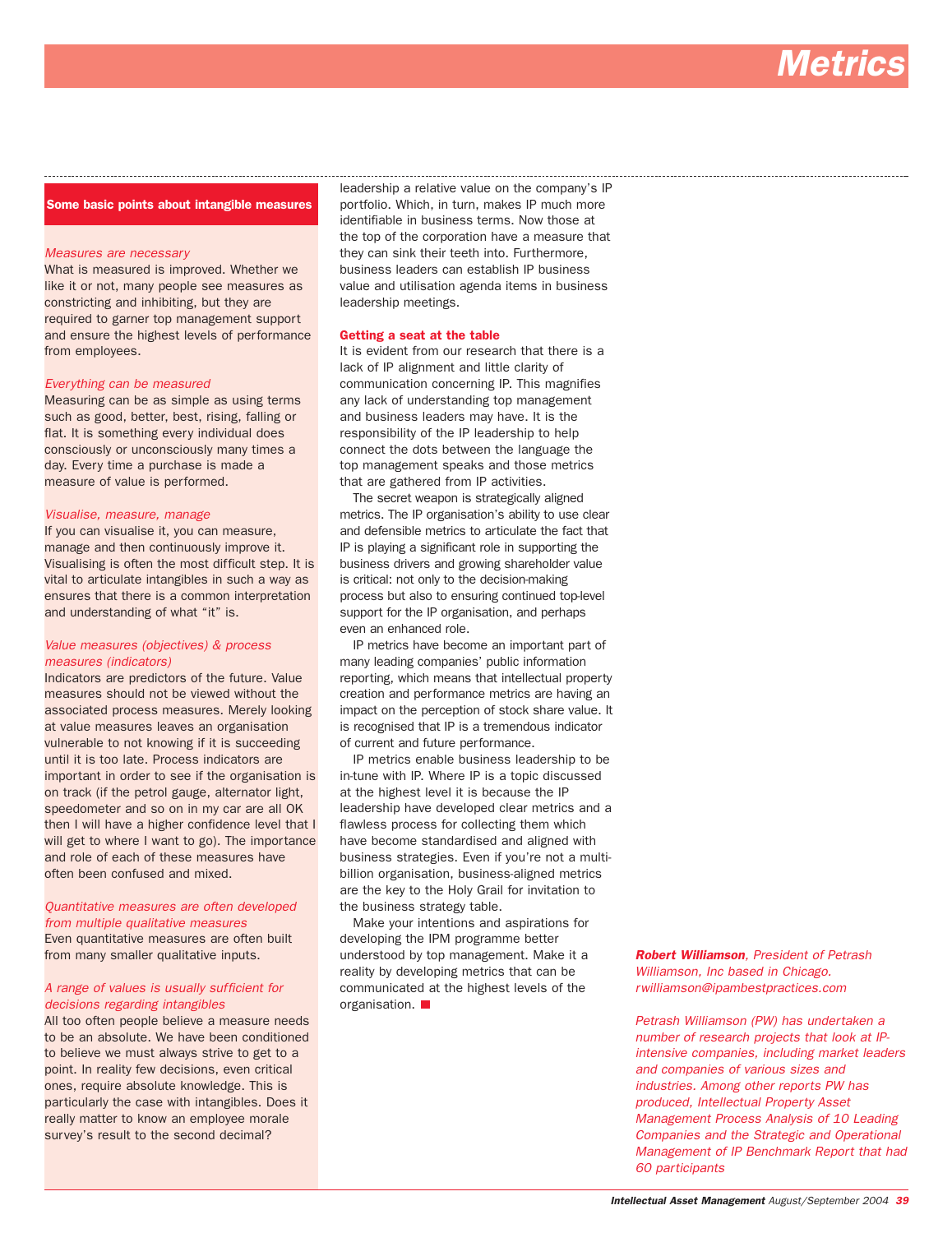## Some basic points about intangible measures

*Measures are necessary*
What is measured is improved. Whether we like it or not, many people see measures as constricting and inhibiting, but they are required to garner top management support and ensure the highest levels of performance from employees.

*Everything can be measured*
Measuring can be as simple as using terms such as good, better, best, rising, falling or flat. It is something every individual does consciously or unconsciously many times a day. Every time a purchase is made a measure of value is performed.

*Visualise, measure, manage*
If you can visualise it, you can measure, manage and then continuously improve it. Visualising is often the most difficult step. It is vital to articulate intangibles in such a way as ensures that there is a common interpretation and understanding of what "it" is.

*Value measures (objectives) & process measures (indicators)*
Indicators are predictors of the future. Value measures should not be viewed without the associated process measures. Merely looking at value measures leaves an organisation vulnerable to not knowing if it is succeeding until it is too late. Process indicators are important in order to see if the organisation is on track (if the petrol gauge, alternator light, speedometer and so on in my car are all OK then I will have a higher confidence level that I will get to where I want to go). The importance and role of each of these measures have often been confused and mixed.

*Quantitative measures are often developed from multiple qualitative measures*
Even quantitative measures are often built from many smaller qualitative inputs.

*A range of values is usually sufficient for decisions regarding intangibles*
All too often people believe a measure needs to be an absolute. We have been conditioned to believe we must always strive to get to a point. In reality few decisions, even critical ones, require absolute knowledge. This is particularly the case with intangibles. Does it really matter to know an employee morale survey's result to the second decimal?

---

leadership a relative value on the company's IP portfolio. Which, in turn, makes IP much more identifiable in business terms. Now those at the top of the corporation have a measure that they can sink their teeth into. Furthermore, business leaders can establish IP business value and utilisation agenda items in business leadership meetings.

### Getting a seat at the table

It is evident from our research that there is a lack of IP alignment and little clarity of communication concerning IP. This magnifies any lack of understanding top management and business leaders may have. It is the responsibility of the IP leadership to help connect the dots between the language the top management speaks and those metrics that are gathered from IP activities.

The secret weapon is strategically aligned metrics. The IP organisation's ability to use clear and defensible metrics to articulate the fact that IP is playing a significant role in supporting the business drivers and growing shareholder value is critical: not only to the decision-making process but also to ensuring continued top-level support for the IP organisation, and perhaps even an enhanced role.

IP metrics have become an important part of many leading companies' public information reporting, which means that intellectual property creation and performance metrics are having an impact on the perception of stock share value. It is recognised that IP is a tremendous indicator of current and future performance.

IP metrics enable business leadership to be in-tune with IP. Where IP is a topic discussed at the highest level it is because the IP leadership have developed clear metrics and a flawless process for collecting them which have become standardised and aligned with business strategies. Even if you're not a multi-billion organisation, business-aligned metrics are the key to the Holy Grail for invitation to the business strategy table.

Make your intentions and aspirations for developing the IPM programme better understood by top management. Make it a reality by developing metrics that can be communicated at the highest levels of the organisation. ■

***Robert Williamson**, President of Petrash Williamson, Inc based in Chicago.*
*rwilliamson@ipambestpractices.com*

*Petrash Williamson (PW) has undertaken a number of research projects that look at IP-intensive companies, including market leaders and companies of various sizes and industries. Among other reports PW has produced, Intellectual Property Asset Management Process Analysis of 10 Leading Companies and the Strategic and Operational Management of IP Benchmark Report that had 60 participants*